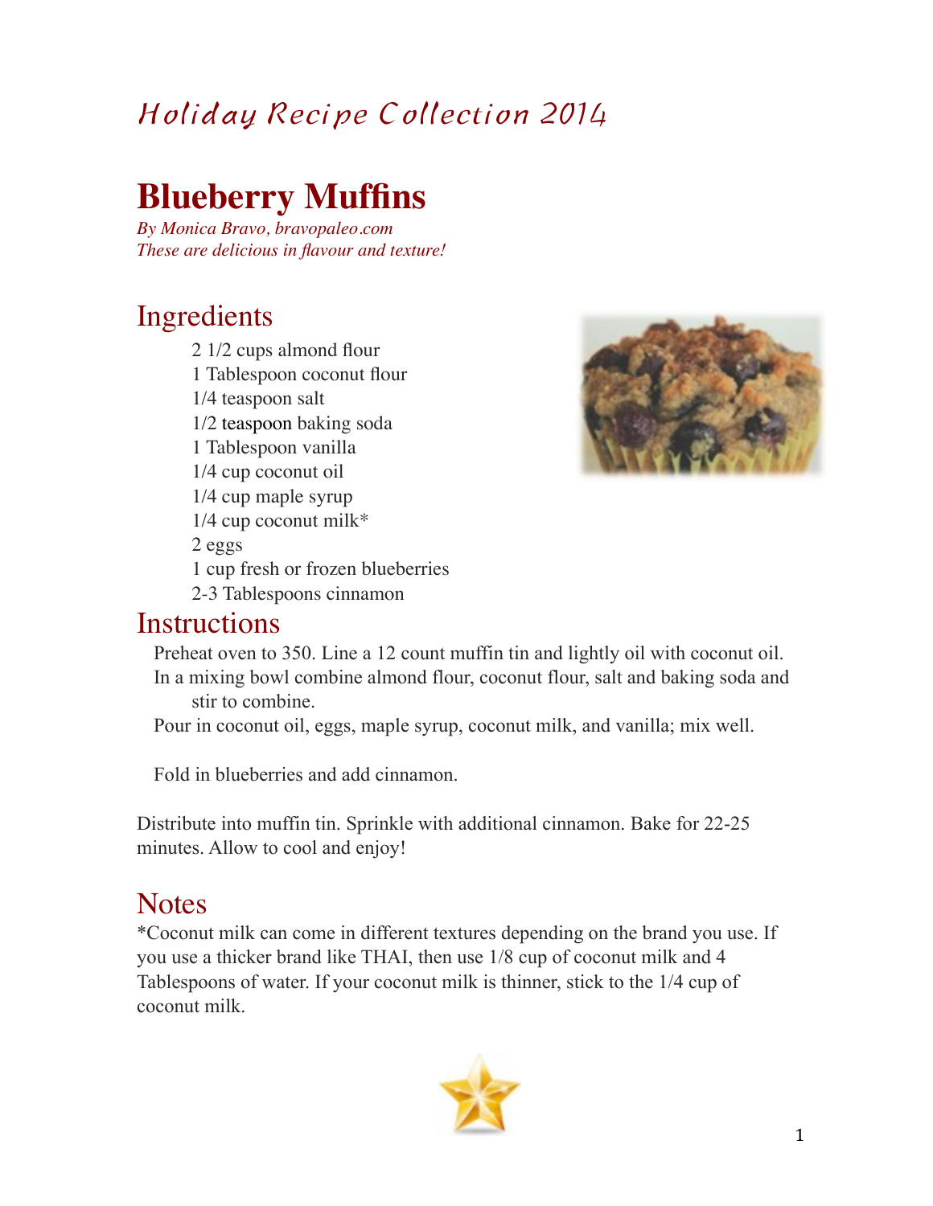# Holiday Recipe Collection 2014

# Blueberry Muffins

*By Monica Bravo, bravopaleo.com*
*These are delicious in flavour and texture!*

## Ingredients

2 1/2 cups almond flour
1 Tablespoon coconut flour
1/4 teaspoon salt
1/2 teaspoon baking soda
1 Tablespoon vanilla
1/4 cup coconut oil
1/4 cup maple syrup
1/4 cup coconut milk*
2 eggs
1 cup fresh or frozen blueberries
2-3 Tablespoons cinnamon

## Instructions

Preheat oven to 350. Line a 12 count muffin tin and lightly oil with coconut oil.

In a mixing bowl combine almond flour, coconut flour, salt and baking soda and stir to combine.

Pour in coconut oil, eggs, maple syrup, coconut milk, and vanilla; mix well.

Fold in blueberries and add cinnamon.

Distribute into muffin tin. Sprinkle with additional cinnamon. Bake for 22-25 minutes. Allow to cool and enjoy!

## Notes

*Coconut milk can come in different textures depending on the brand you use. If you use a thicker brand like THAI, then use 1/8 cup of coconut milk and 4 Tablespoons of water. If your coconut milk is thinner, stick to the 1/4 cup of coconut milk.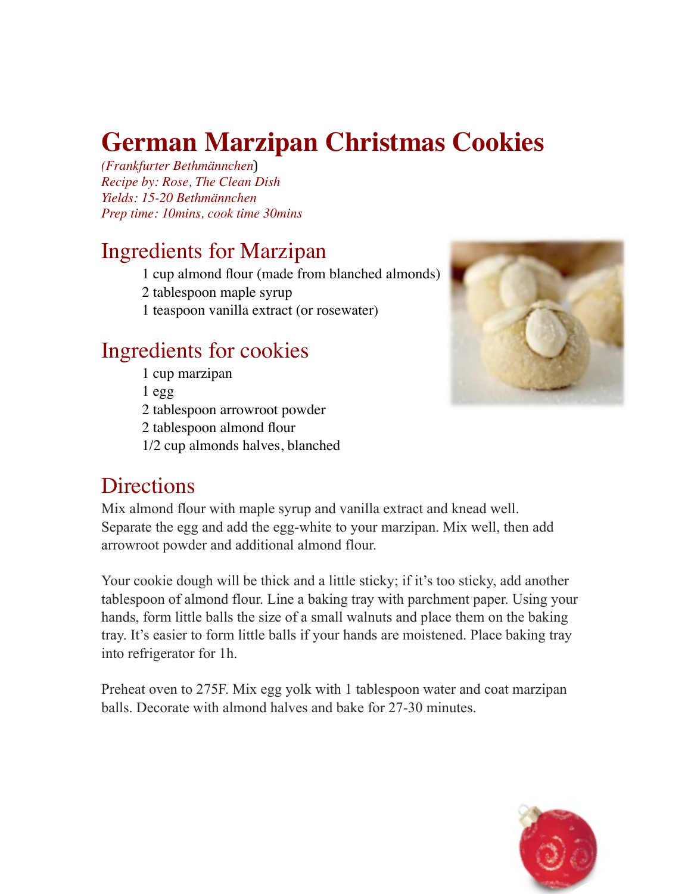# German Marzipan Christmas Cookies

*(Frankfurter Bethmännchen)*
*Recipe by: Rose, The Clean Dish*
*Yields: 15-20 Bethmännchen*
*Prep time: 10mins, cook time 30mins*

## Ingredients for Marzipan

- 1 cup almond flour (made from blanched almonds)
- 2 tablespoon maple syrup
- 1 teaspoon vanilla extract (or rosewater)

## Ingredients for cookies

- 1 cup marzipan
- 1 egg
- 2 tablespoon arrowroot powder
- 2 tablespoon almond flour
- 1/2 cup almonds halves, blanched

## Directions

Mix almond flour with maple syrup and vanilla extract and knead well. Separate the egg and add the egg-white to your marzipan. Mix well, then add arrowroot powder and additional almond flour.

Your cookie dough will be thick and a little sticky; if it's too sticky, add another tablespoon of almond flour. Line a baking tray with parchment paper. Using your hands, form little balls the size of a small walnuts and place them on the baking tray. It's easier to form little balls if your hands are moistened. Place baking tray into refrigerator for 1h.

Preheat oven to 275F. Mix egg yolk with 1 tablespoon water and coat marzipan balls. Decorate with almond halves and bake for 27-30 minutes.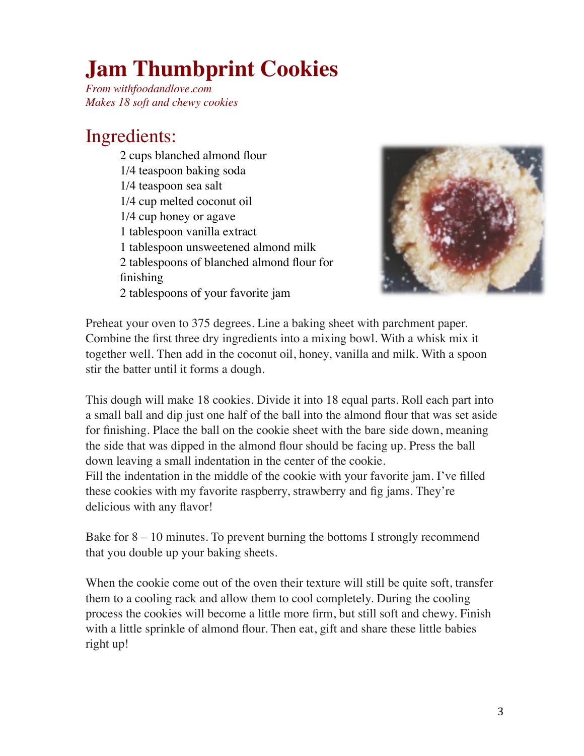# Jam Thumbprint Cookies

*From withfoodandlove.com*
*Makes 18 soft and chewy cookies*

## Ingredients:

2 cups blanched almond flour
1/4 teaspoon baking soda
1/4 teaspoon sea salt
1/4 cup melted coconut oil
1/4 cup honey or agave
1 tablespoon vanilla extract
1 tablespoon unsweetened almond milk
2 tablespoons of blanched almond flour for finishing
2 tablespoons of your favorite jam

Preheat your oven to 375 degrees. Line a baking sheet with parchment paper. Combine the first three dry ingredients into a mixing bowl. With a whisk mix it together well. Then add in the coconut oil, honey, vanilla and milk. With a spoon stir the batter until it forms a dough.

This dough will make 18 cookies. Divide it into 18 equal parts. Roll each part into a small ball and dip just one half of the ball into the almond flour that was set aside for finishing. Place the ball on the cookie sheet with the bare side down, meaning the side that was dipped in the almond flour should be facing up. Press the ball down leaving a small indentation in the center of the cookie.
Fill the indentation in the middle of the cookie with your favorite jam. I've filled these cookies with my favorite raspberry, strawberry and fig jams. They're delicious with any flavor!

Bake for 8 – 10 minutes. To prevent burning the bottoms I strongly recommend that you double up your baking sheets.

When the cookie come out of the oven their texture will still be quite soft, transfer them to a cooling rack and allow them to cool completely. During the cooling process the cookies will become a little more firm, but still soft and chewy. Finish with a little sprinkle of almond flour. Then eat, gift and share these little babies right up!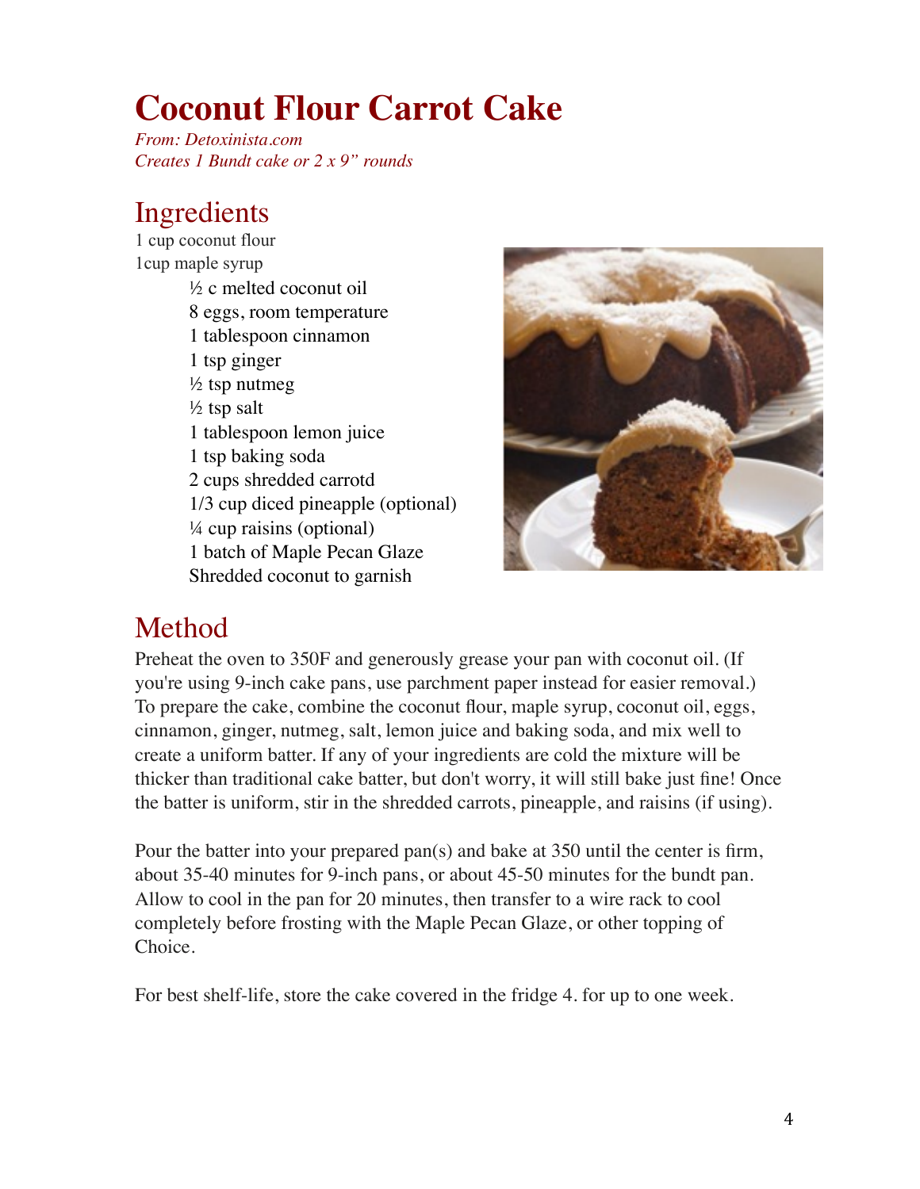# Coconut Flour Carrot Cake

*From: Detoxinista.com*
*Creates 1 Bundt cake or 2 x 9" rounds*

## Ingredients

1 cup coconut flour
1cup maple syrup
½ c melted coconut oil
8 eggs, room temperature
1 tablespoon cinnamon
1 tsp ginger
½ tsp nutmeg
½ tsp salt
1 tablespoon lemon juice
1 tsp baking soda
2 cups shredded carrotd
1/3 cup diced pineapple (optional)
¼ cup raisins (optional)
1 batch of Maple Pecan Glaze
Shredded coconut to garnish

## Method

Preheat the oven to 350F and generously grease your pan with coconut oil. (If you're using 9-inch cake pans, use parchment paper instead for easier removal.) To prepare the cake, combine the coconut flour, maple syrup, coconut oil, eggs, cinnamon, ginger, nutmeg, salt, lemon juice and baking soda, and mix well to create a uniform batter. If any of your ingredients are cold the mixture will be thicker than traditional cake batter, but don't worry, it will still bake just fine! Once the batter is uniform, stir in the shredded carrots, pineapple, and raisins (if using).

Pour the batter into your prepared pan(s) and bake at 350 until the center is firm, about 35-40 minutes for 9-inch pans, or about 45-50 minutes for the bundt pan. Allow to cool in the pan for 20 minutes, then transfer to a wire rack to cool completely before frosting with the Maple Pecan Glaze, or other topping of Choice.

For best shelf-life, store the cake covered in the fridge 4. for up to one week.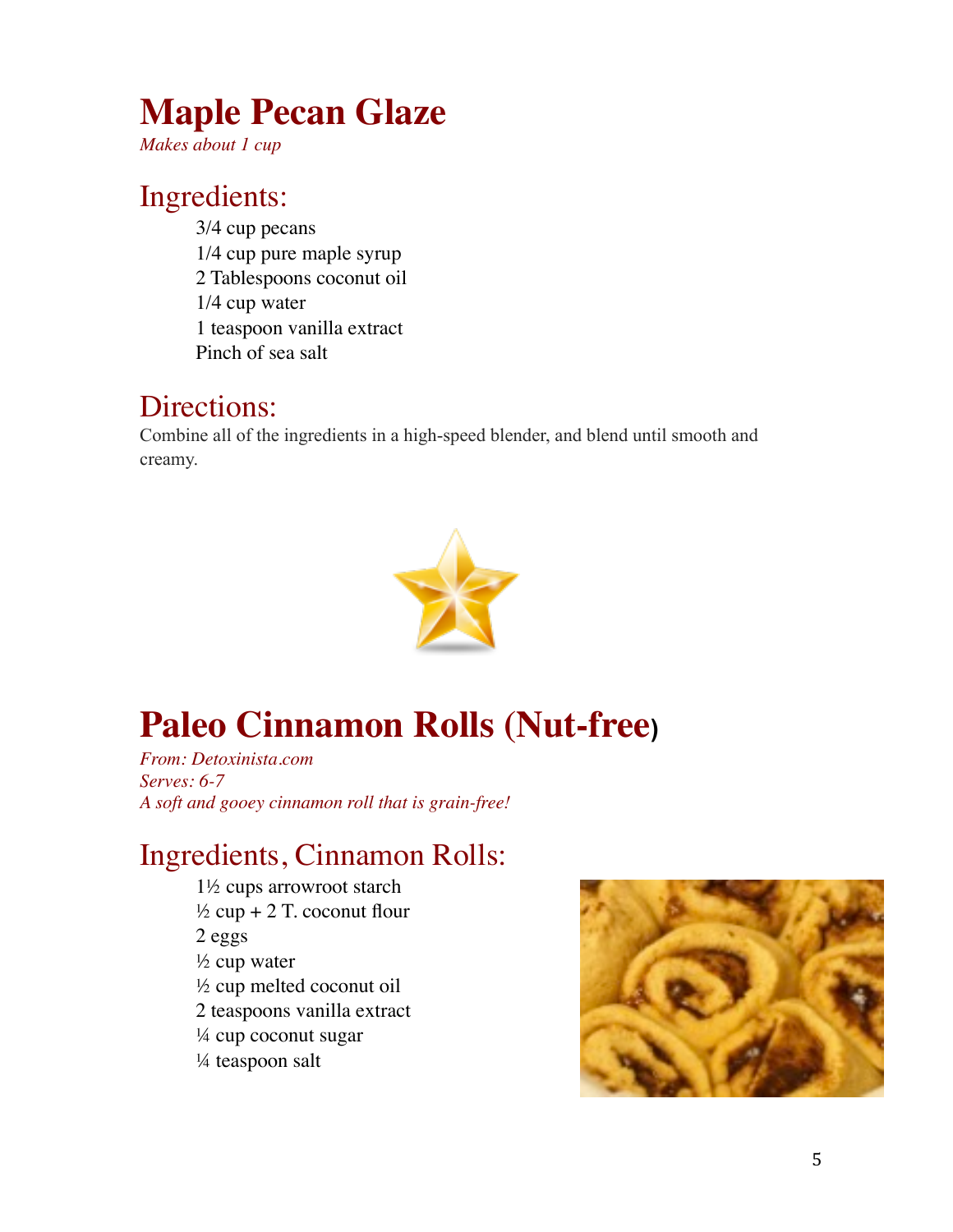# Maple Pecan Glaze

*Makes about 1 cup*

## Ingredients:

3/4 cup pecans
1/4 cup pure maple syrup
2 Tablespoons coconut oil
1/4 cup water
1 teaspoon vanilla extract
Pinch of sea salt

## Directions:

Combine all of the ingredients in a high-speed blender, and blend until smooth and creamy.

# Paleo Cinnamon Rolls (Nut-free)

*From: Detoxinista.com*
*Serves: 6-7*
*A soft and gooey cinnamon roll that is grain-free!*

## Ingredients, Cinnamon Rolls:

1½ cups arrowroot starch
½ cup + 2 T. coconut flour
2 eggs
½ cup water
½ cup melted coconut oil
2 teaspoons vanilla extract
¼ cup coconut sugar
¼ teaspoon salt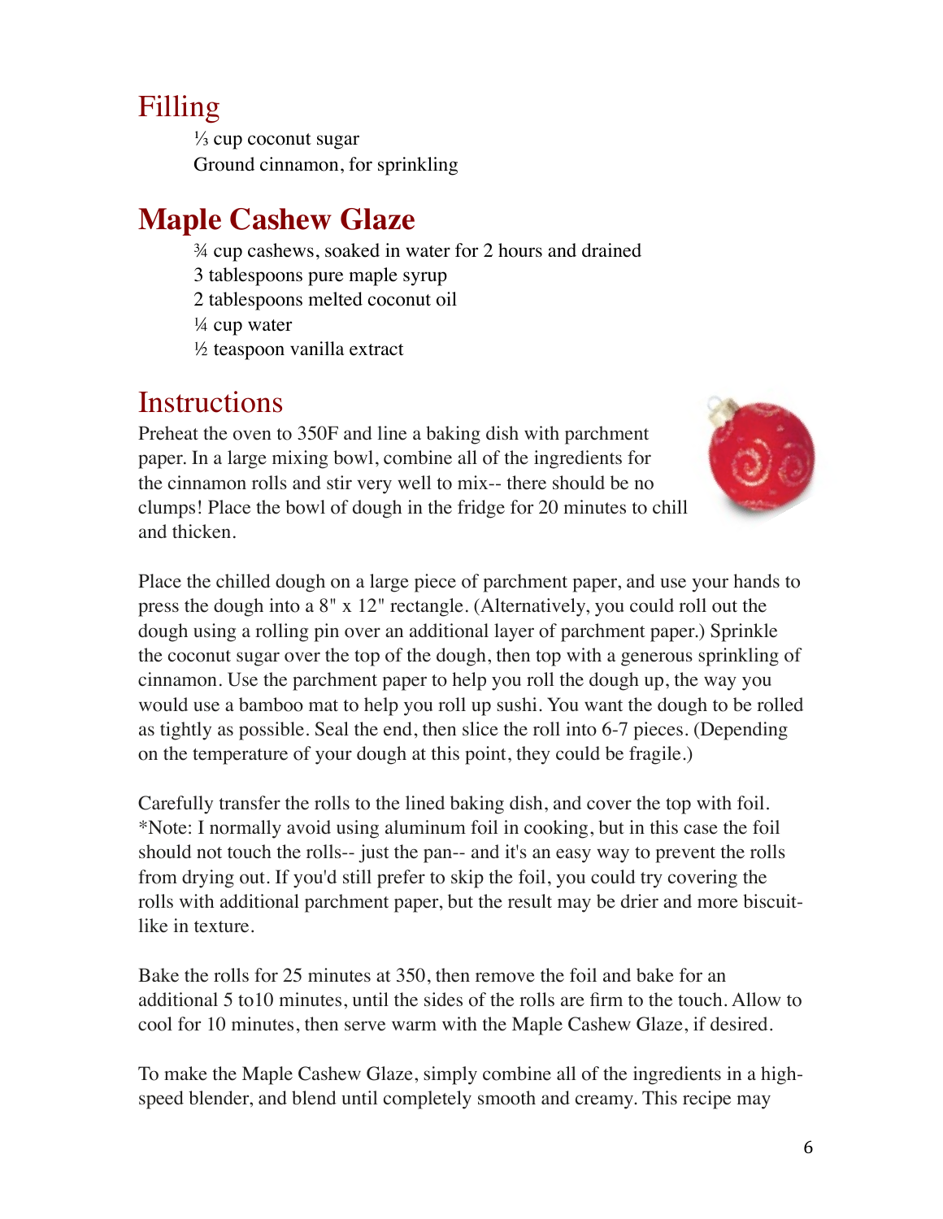## Filling

⅓ cup coconut sugar
Ground cinnamon, for sprinkling

## **Maple Cashew Glaze**

¾ cup cashews, soaked in water for 2 hours and drained
3 tablespoons pure maple syrup
2 tablespoons melted coconut oil
¼ cup water
½ teaspoon vanilla extract

## Instructions

Preheat the oven to 350F and line a baking dish with parchment paper. In a large mixing bowl, combine all of the ingredients for the cinnamon rolls and stir very well to mix-- there should be no clumps! Place the bowl of dough in the fridge for 20 minutes to chill and thicken.

Place the chilled dough on a large piece of parchment paper, and use your hands to press the dough into a 8" x 12" rectangle. (Alternatively, you could roll out the dough using a rolling pin over an additional layer of parchment paper.) Sprinkle the coconut sugar over the top of the dough, then top with a generous sprinkling of cinnamon. Use the parchment paper to help you roll the dough up, the way you would use a bamboo mat to help you roll up sushi. You want the dough to be rolled as tightly as possible. Seal the end, then slice the roll into 6-7 pieces. (Depending on the temperature of your dough at this point, they could be fragile.)

Carefully transfer the rolls to the lined baking dish, and cover the top with foil. *Note: I normally avoid using aluminum foil in cooking, but in this case the foil should not touch the rolls-- just the pan-- and it's an easy way to prevent the rolls from drying out. If you'd still prefer to skip the foil, you could try covering the rolls with additional parchment paper, but the result may be drier and more biscuit-like in texture.

Bake the rolls for 25 minutes at 350, then remove the foil and bake for an additional 5 to10 minutes, until the sides of the rolls are firm to the touch. Allow to cool for 10 minutes, then serve warm with the Maple Cashew Glaze, if desired.

To make the Maple Cashew Glaze, simply combine all of the ingredients in a high-speed blender, and blend until completely smooth and creamy. This recipe may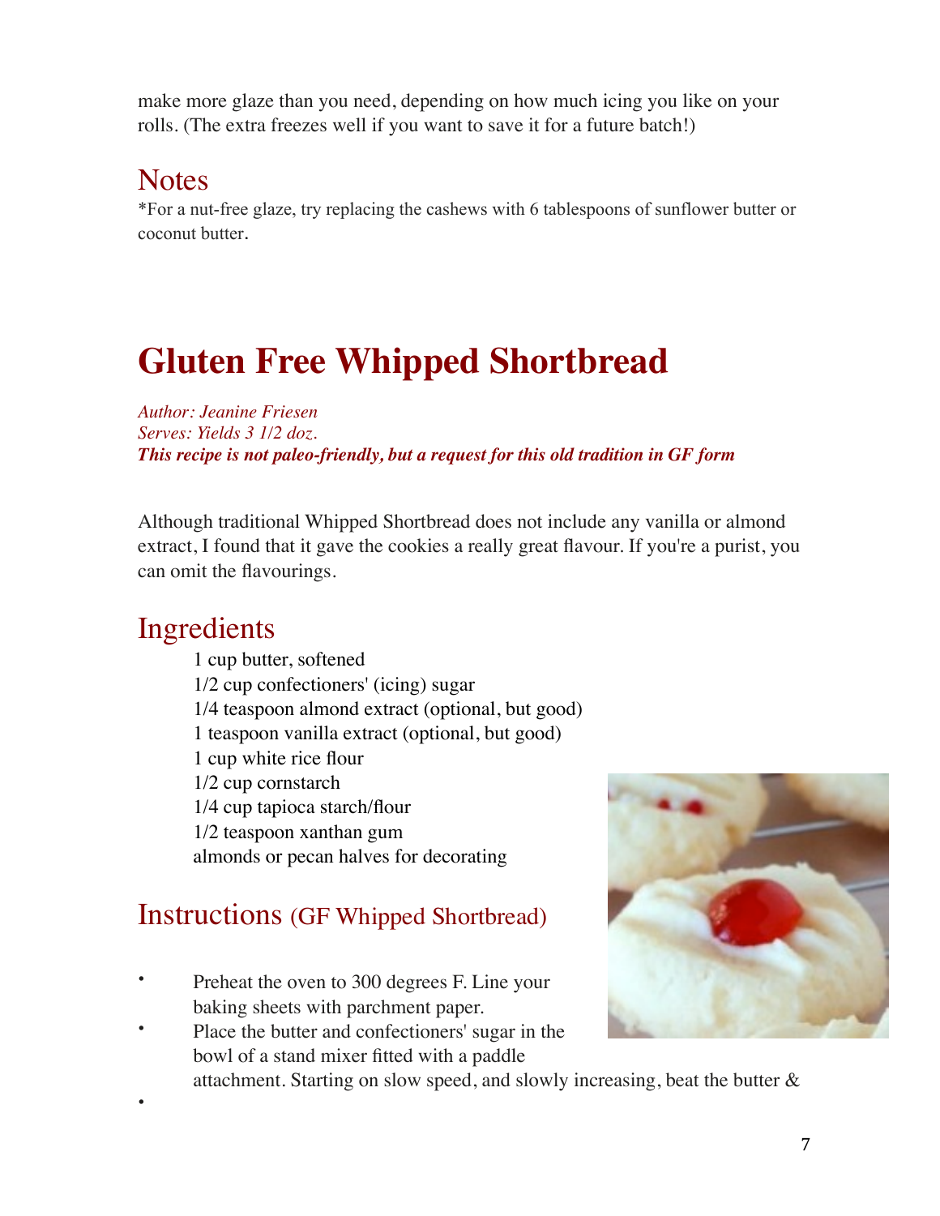make more glaze than you need, depending on how much icing you like on your rolls. (The extra freezes well if you want to save it for a future batch!)

## Notes

*For a nut-free glaze, try replacing the cashews with 6 tablespoons of sunflower butter or coconut butter.

# Gluten Free Whipped Shortbread

*Author: Jeanine Friesen*
*Serves: Yields 3 1/2 doz.*
***This recipe is not paleo-friendly, but a request for this old tradition in GF form***

Although traditional Whipped Shortbread does not include any vanilla or almond extract, I found that it gave the cookies a really great flavour. If you're a purist, you can omit the flavourings.

## Ingredients

1 cup butter, softened
1/2 cup confectioners' (icing) sugar
1/4 teaspoon almond extract (optional, but good)
1 teaspoon vanilla extract (optional, but good)
1 cup white rice flour
1/2 cup cornstarch
1/4 cup tapioca starch/flour
1/2 teaspoon xanthan gum
almonds or pecan halves for decorating

## Instructions (GF Whipped Shortbread)

- Preheat the oven to 300 degrees F. Line your baking sheets with parchment paper.
- Place the butter and confectioners' sugar in the bowl of a stand mixer fitted with a paddle attachment. Starting on slow speed, and slowly increasing, beat the butter &
-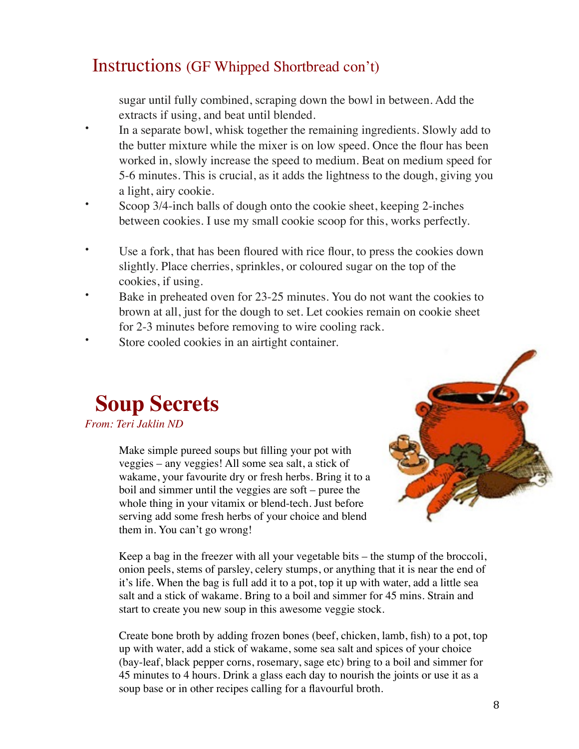## Instructions (GF Whipped Shortbread con't)

sugar until fully combined, scraping down the bowl in between. Add the extracts if using, and beat until blended.

- In a separate bowl, whisk together the remaining ingredients. Slowly add to the butter mixture while the mixer is on low speed. Once the flour has been worked in, slowly increase the speed to medium. Beat on medium speed for 5-6 minutes. This is crucial, as it adds the lightness to the dough, giving you a light, airy cookie.
- Scoop 3/4-inch balls of dough onto the cookie sheet, keeping 2-inches between cookies. I use my small cookie scoop for this, works perfectly.
- Use a fork, that has been floured with rice flour, to press the cookies down slightly. Place cherries, sprinkles, or coloured sugar on the top of the cookies, if using.
- Bake in preheated oven for 23-25 minutes. You do not want the cookies to brown at all, just for the dough to set. Let cookies remain on cookie sheet for 2-3 minutes before removing to wire cooling rack.
- Store cooled cookies in an airtight container.

# Soup Secrets

*From: Teri Jaklin ND*

Make simple pureed soups but filling your pot with veggies – any veggies! All some sea salt, a stick of wakame, your favourite dry or fresh herbs. Bring it to a boil and simmer until the veggies are soft – puree the whole thing in your vitamix or blend-tech. Just before serving add some fresh herbs of your choice and blend them in. You can't go wrong!

Keep a bag in the freezer with all your vegetable bits – the stump of the broccoli, onion peels, stems of parsley, celery stumps, or anything that it is near the end of it's life. When the bag is full add it to a pot, top it up with water, add a little sea salt and a stick of wakame. Bring to a boil and simmer for 45 mins. Strain and start to create you new soup in this awesome veggie stock.

Create bone broth by adding frozen bones (beef, chicken, lamb, fish) to a pot, top up with water, add a stick of wakame, some sea salt and spices of your choice (bay-leaf, black pepper corns, rosemary, sage etc) bring to a boil and simmer for 45 minutes to 4 hours. Drink a glass each day to nourish the joints or use it as a soup base or in other recipes calling for a flavourful broth.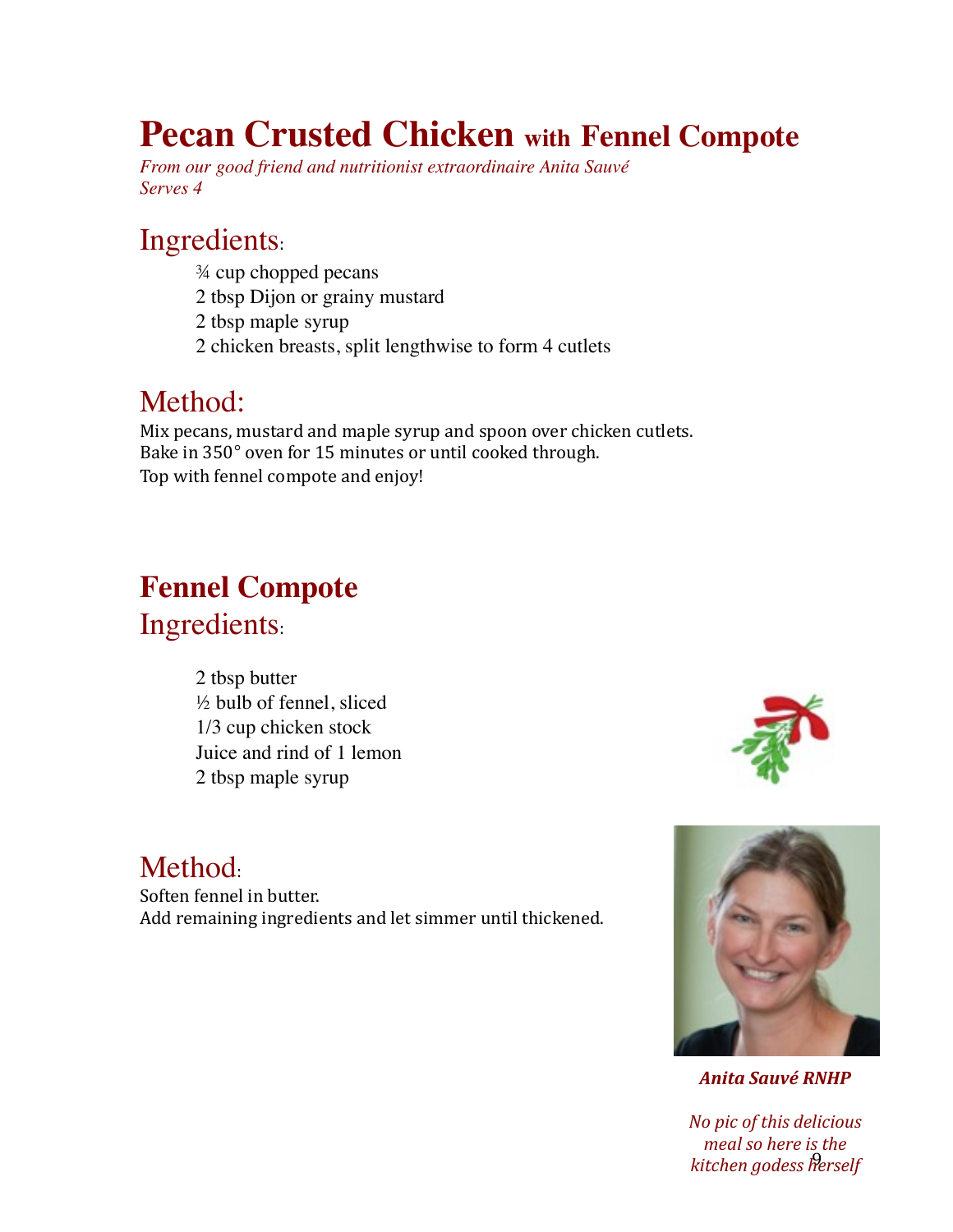# Pecan Crusted Chicken with Fennel Compote

*From our good friend and nutritionist extraordinaire Anita Sauvé*
*Serves 4*

## Ingredients:

- ¾ cup chopped pecans
- 2 tbsp Dijon or grainy mustard
- 2 tbsp maple syrup
- 2 chicken breasts, split lengthwise to form 4 cutlets

## Method:

Mix pecans, mustard and maple syrup and spoon over chicken cutlets.
Bake in 350° oven for 15 minutes or until cooked through.
Top with fennel compote and enjoy!

# Fennel Compote

## Ingredients:

- 2 tbsp butter
- ½ bulb of fennel, sliced
- 1/3 cup chicken stock
- Juice and rind of 1 lemon
- 2 tbsp maple syrup

## Method:

Soften fennel in butter.
Add remaining ingredients and let simmer until thickened.

***Anita Sauvé RNHP***

*No pic of this delicious meal so here is the kitchen godess herself*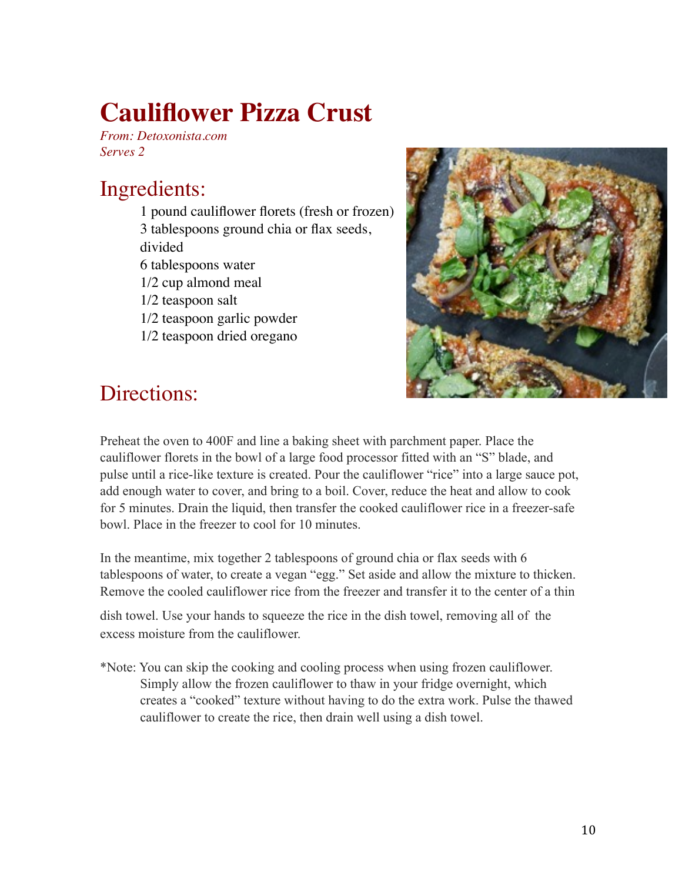# Cauliflower Pizza Crust

*From: Detoxonista.com*
*Serves 2*

## Ingredients:

1 pound cauliflower florets (fresh or frozen)
3 tablespoons ground chia or flax seeds, divided
6 tablespoons water
1/2 cup almond meal
1/2 teaspoon salt
1/2 teaspoon garlic powder
1/2 teaspoon dried oregano

## Directions:

Preheat the oven to 400F and line a baking sheet with parchment paper. Place the cauliflower florets in the bowl of a large food processor fitted with an "S" blade, and pulse until a rice-like texture is created. Pour the cauliflower "rice" into a large sauce pot, add enough water to cover, and bring to a boil. Cover, reduce the heat and allow to cook for 5 minutes. Drain the liquid, then transfer the cooked cauliflower rice in a freezer-safe bowl. Place in the freezer to cool for 10 minutes.

In the meantime, mix together 2 tablespoons of ground chia or flax seeds with 6 tablespoons of water, to create a vegan "egg." Set aside and allow the mixture to thicken. Remove the cooled cauliflower rice from the freezer and transfer it to the center of a thin dish towel. Use your hands to squeeze the rice in the dish towel, removing all of the excess moisture from the cauliflower.

*Note: You can skip the cooking and cooling process when using frozen cauliflower. Simply allow the frozen cauliflower to thaw in your fridge overnight, which creates a "cooked" texture without having to do the extra work. Pulse the thawed cauliflower to create the rice, then drain well using a dish towel.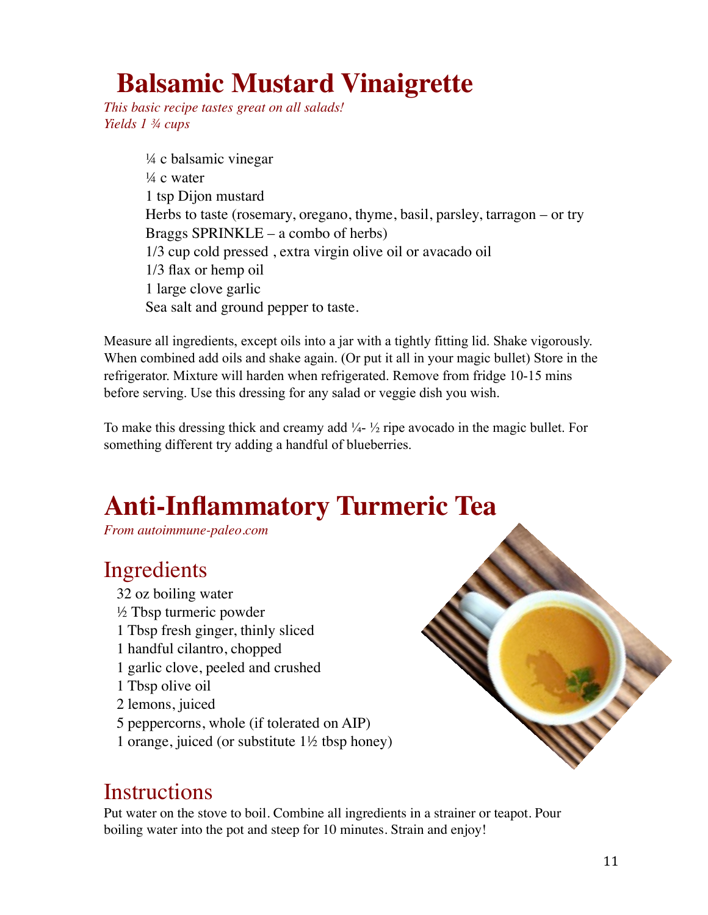# Balsamic Mustard Vinaigrette

*This basic recipe tastes great on all salads!*
*Yields 1 ¾ cups*

¼ c balsamic vinegar
¼ c water
1 tsp Dijon mustard
Herbs to taste (rosemary, oregano, thyme, basil, parsley, tarragon – or try Braggs SPRINKLE – a combo of herbs)
1/3 cup cold pressed , extra virgin olive oil or avacado oil
1/3 flax or hemp oil
1 large clove garlic
Sea salt and ground pepper to taste.

Measure all ingredients, except oils into a jar with a tightly fitting lid. Shake vigorously. When combined add oils and shake again. (Or put it all in your magic bullet) Store in the refrigerator. Mixture will harden when refrigerated. Remove from fridge 10-15 mins before serving. Use this dressing for any salad or veggie dish you wish.

To make this dressing thick and creamy add ¼- ½ ripe avocado in the magic bullet. For something different try adding a handful of blueberries.

# Anti-Inflammatory Turmeric Tea

*From autoimmune-paleo.com*

## Ingredients

32 oz boiling water
½ Tbsp turmeric powder
1 Tbsp fresh ginger, thinly sliced
1 handful cilantro, chopped
1 garlic clove, peeled and crushed
1 Tbsp olive oil
2 lemons, juiced
5 peppercorns, whole (if tolerated on AIP)
1 orange, juiced (or substitute 1½ tbsp honey)

## Instructions

Put water on the stove to boil. Combine all ingredients in a strainer or teapot. Pour boiling water into the pot and steep for 10 minutes. Strain and enjoy!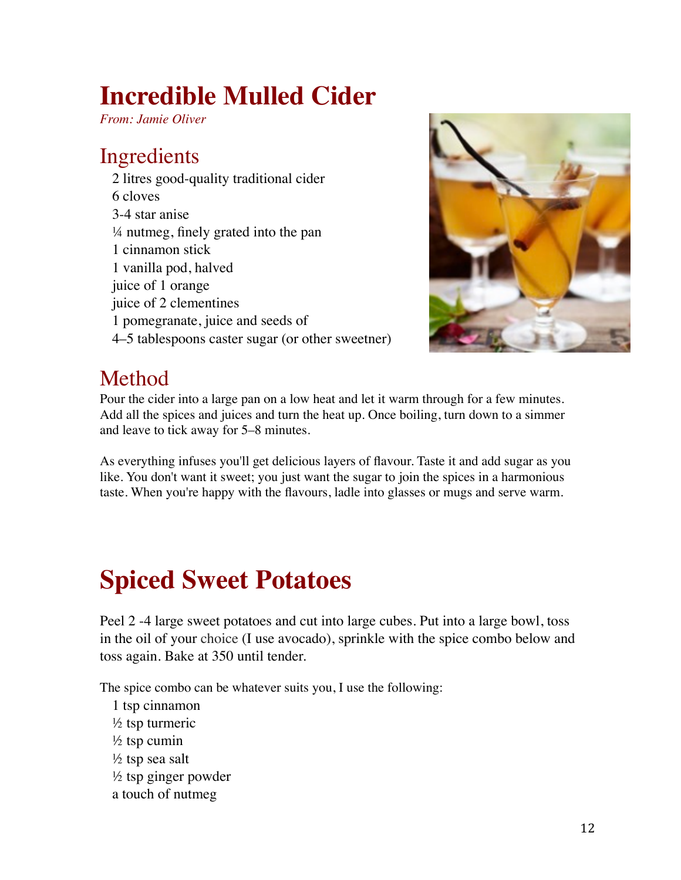# Incredible Mulled Cider

*From: Jamie Oliver*

## Ingredients

- 2 litres good-quality traditional cider
- 6 cloves
- 3-4 star anise
- ¼ nutmeg, finely grated into the pan
- 1 cinnamon stick
- 1 vanilla pod, halved
- juice of 1 orange
- juice of 2 clementines
- 1 pomegranate, juice and seeds of
- 4–5 tablespoons caster sugar (or other sweetner)

## Method

Pour the cider into a large pan on a low heat and let it warm through for a few minutes. Add all the spices and juices and turn the heat up. Once boiling, turn down to a simmer and leave to tick away for 5–8 minutes.

As everything infuses you'll get delicious layers of flavour. Taste it and add sugar as you like. You don't want it sweet; you just want the sugar to join the spices in a harmonious taste. When you're happy with the flavours, ladle into glasses or mugs and serve warm.

# Spiced Sweet Potatoes

Peel 2 -4 large sweet potatoes and cut into large cubes. Put into a large bowl, toss in the oil of your choice (I use avocado), sprinkle with the spice combo below and toss again. Bake at 350 until tender.

The spice combo can be whatever suits you, I use the following:

- 1 tsp cinnamon
- ½ tsp turmeric
- ½ tsp cumin
- ½ tsp sea salt
- ½ tsp ginger powder
- a touch of nutmeg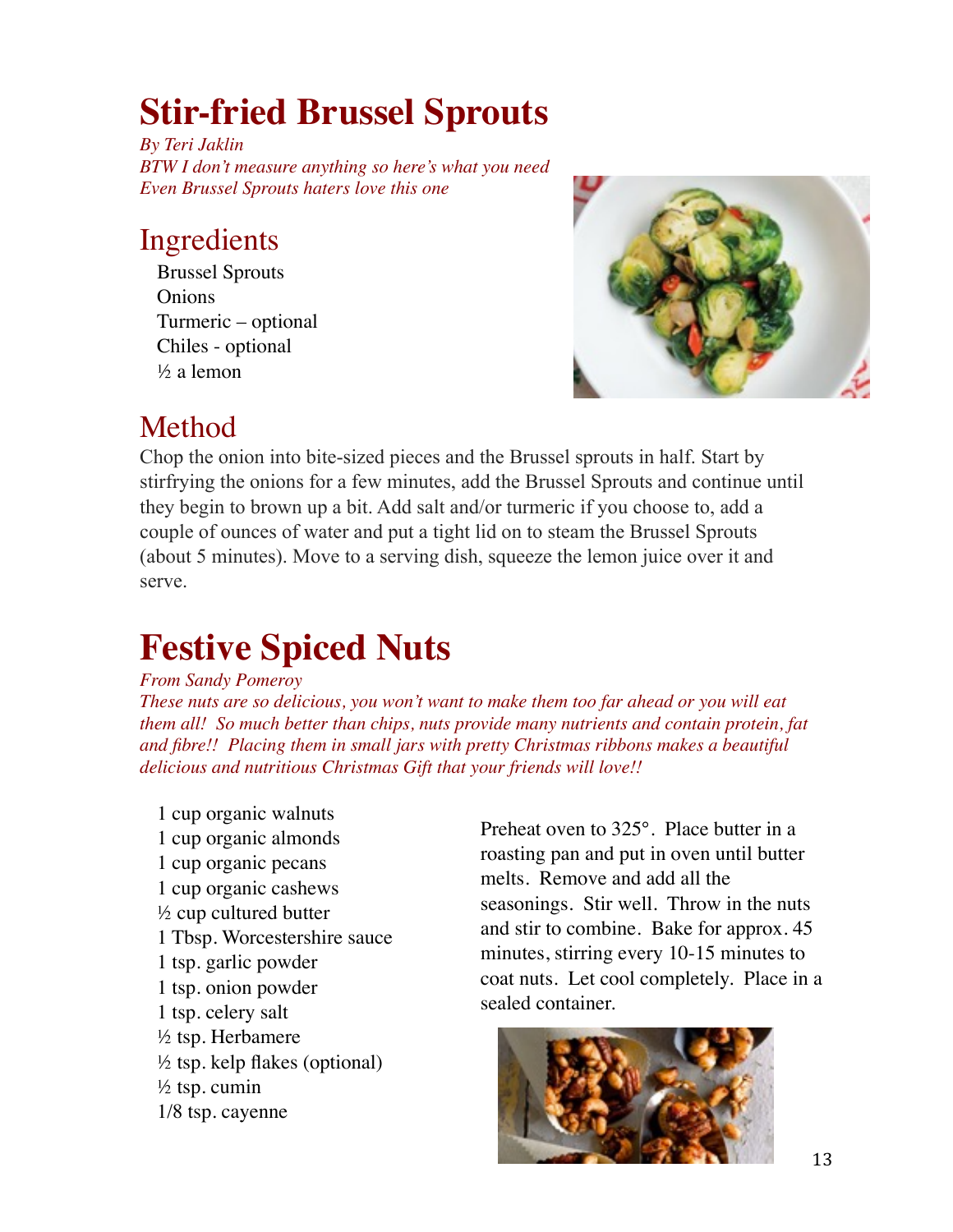# Stir-fried Brussel Sprouts

*By Teri Jaklin*
*BTW I don't measure anything so here's what you need*
*Even Brussel Sprouts haters love this one*

## Ingredients

Brussel Sprouts
Onions
Turmeric – optional
Chiles - optional
½ a lemon

## Method

Chop the onion into bite-sized pieces and the Brussel sprouts in half. Start by stirfrying the onions for a few minutes, add the Brussel Sprouts and continue until they begin to brown up a bit. Add salt and/or turmeric if you choose to, add a couple of ounces of water and put a tight lid on to steam the Brussel Sprouts (about 5 minutes). Move to a serving dish, squeeze the lemon juice over it and serve.

# Festive Spiced Nuts

*From Sandy Pomeroy*
*These nuts are so delicious, you won't want to make them too far ahead or you will eat them all! So much better than chips, nuts provide many nutrients and contain protein, fat and fibre!! Placing them in small jars with pretty Christmas ribbons makes a beautiful delicious and nutritious Christmas Gift that your friends will love!!*

1 cup organic walnuts
1 cup organic almonds
1 cup organic pecans
1 cup organic cashews
½ cup cultured butter
1 Tbsp. Worcestershire sauce
1 tsp. garlic powder
1 tsp. onion powder
1 tsp. celery salt
½ tsp. Herbamere
½ tsp. kelp flakes (optional)
½ tsp. cumin
1/8 tsp. cayenne

Preheat oven to 325°. Place butter in a roasting pan and put in oven until butter melts. Remove and add all the seasonings. Stir well. Throw in the nuts and stir to combine. Bake for approx. 45 minutes, stirring every 10-15 minutes to coat nuts. Let cool completely. Place in a sealed container.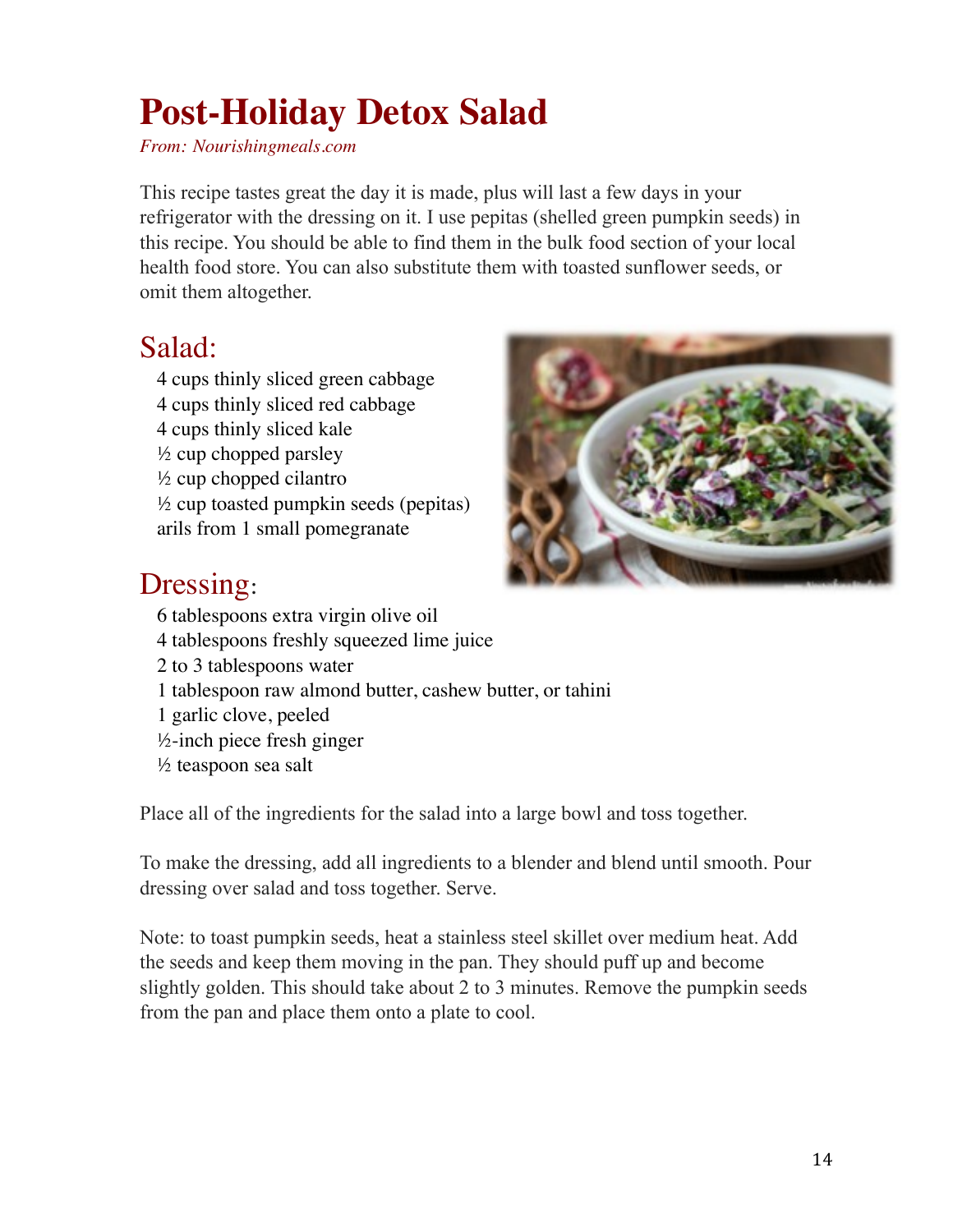# Post-Holiday Detox Salad

*From: Nourishingmeals.com*

This recipe tastes great the day it is made, plus will last a few days in your refrigerator with the dressing on it. I use pepitas (shelled green pumpkin seeds) in this recipe. You should be able to find them in the bulk food section of your local health food store. You can also substitute them with toasted sunflower seeds, or omit them altogether.

## Salad:

4 cups thinly sliced green cabbage
4 cups thinly sliced red cabbage
4 cups thinly sliced kale
½ cup chopped parsley
½ cup chopped cilantro
½ cup toasted pumpkin seeds (pepitas)
arils from 1 small pomegranate

## Dressing:

6 tablespoons extra virgin olive oil
4 tablespoons freshly squeezed lime juice
2 to 3 tablespoons water
1 tablespoon raw almond butter, cashew butter, or tahini
1 garlic clove, peeled
½-inch piece fresh ginger
½ teaspoon sea salt

Place all of the ingredients for the salad into a large bowl and toss together.

To make the dressing, add all ingredients to a blender and blend until smooth. Pour dressing over salad and toss together. Serve.

Note: to toast pumpkin seeds, heat a stainless steel skillet over medium heat. Add the seeds and keep them moving in the pan. They should puff up and become slightly golden. This should take about 2 to 3 minutes. Remove the pumpkin seeds from the pan and place them onto a plate to cool.